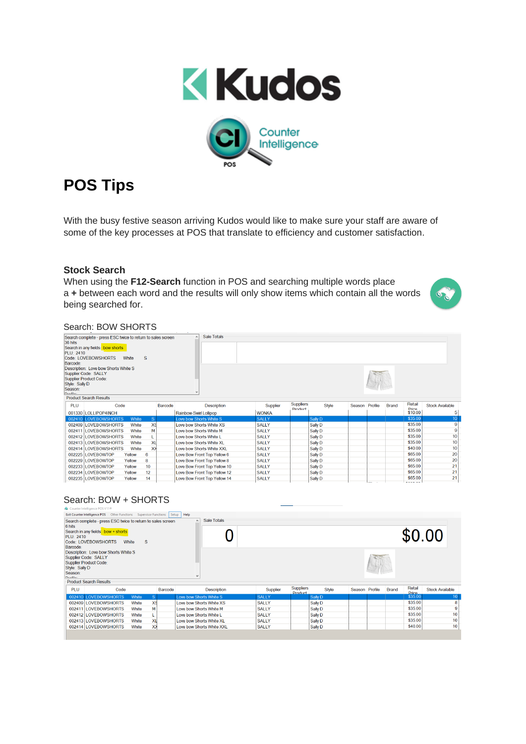# POS Tips

With the busy festive season arriving Kudos would like to make sure your staff are aware of some of the key processes at POS that translate to efficiency and customer satisfaction.

## Stock Search

When using the **F12-Search** function in POS and searching multiple words place a **+** between each word and the results will only show items which contain all the words being searched for.

Search: BOW SHORTS

Search complete - press ESC twice to return to sales screen
36 hits
Search in any fields: bow shorts
PLU: 2410
Code: LOVEBOWSHORTS White S
Barcode:
Description: Love bow Shorts White S
Supplier Code: SALLY
Supplier Product Code:
Style: Sally D
Season:

Sale Totals

Product Search Results

| PLU | Code | | | Barcode | Description | Supplier | Suppliers Product | Style | Season | Profile | Brand | Retail Price | Stock Available |
|---|---|---|---|---|---|---|---|---|---|---|---|---|---|
| 001330 | LOLLIPOP4INCH | | | | Rainbow-Swirl Lollipop | WONKA | | | | | | $10.00 | 5 |
| 002410 | LOVEBOWSHORTS | White | S | | Love bow Shorts White S | SALLY | | Sally D | | | | $35.00 | 10 |
| 002409 | LOVEBOWSHORTS | White | XS | | Love bow Shorts White XS | SALLY | | Sally D | | | | $35.00 | 9 |
| 002411 | LOVEBOWSHORTS | White | M | | Love bow Shorts White M | SALLY | | Sally D | | | | $35.00 | 9 |
| 002412 | LOVEBOWSHORTS | White | L | | Love bow Shorts White L | SALLY | | Sally D | | | | $35.00 | 10 |
| 002413 | LOVEBOWSHORTS | White | XL | | Love bow Shorts White XL | SALLY | | Sally D | | | | $35.00 | 10 |
| 002414 | LOVEBOWSHORTS | White | XX | | Love bow Shorts White XXL | SALLY | | Sally D | | | | $40.00 | 10 |
| 002225 | LOVEBOWTOP | Yellow | 6 | | Love Bow Front Top Yellow 6 | SALLY | | Sally D | | | | $65.00 | 20 |
| 002229 | LOVEBOWTOP | Yellow | 8 | | Love Bow Front Top Yellow 8 | SALLY | | Sally D | | | | $65.00 | 20 |
| 002233 | LOVEBOWTOP | Yellow | 10 | | Love Bow Front Top Yellow 10 | SALLY | | Sally D | | | | $65.00 | 21 |
| 002234 | LOVEBOWTOP | Yellow | 12 | | Love Bow Front Top Yellow 12 | SALLY | | Sally D | | | | $65.00 | 21 |
| 002235 | LOVEBOWTOP | Yellow | 14 | | Love Bow Front Top Yellow 14 | SALLY | | Sally D | | | | $65.00 | 21 |

Search: BOW + SHORTS

Search complete - press ESC twice to return to sales screen
6 hits
Search in any fields: bow + shorts
PLU: 2410
Code: LOVEBOWSHORTS White S
Barcode:
Description: Love bow Shorts White S
Supplier Code: SALLY
Supplier Product Code:
Style: Sally D
Season:

Sale Totals

0 $0.00

Product Search Results

| PLU | Code | | | Barcode | Description | Supplier | Suppliers Product | Style | Season | Profile | Brand | Retail Price | Stock Available |
|---|---|---|---|---|---|---|---|---|---|---|---|---|---|
| 002410 | LOVEBOWSHORTS | White | S | | Love bow Shorts White S | SALLY | | Sally D | | | | $35.00 | 10 |
| 002409 | LOVEBOWSHORTS | White | XS | | Love bow Shorts White XS | SALLY | | Sally D | | | | $35.00 | 8 |
| 002411 | LOVEBOWSHORTS | White | M | | Love bow Shorts White M | SALLY | | Sally D | | | | $35.00 | 9 |
| 002412 | LOVEBOWSHORTS | White | L | | Love bow Shorts White L | SALLY | | Sally D | | | | $35.00 | 10 |
| 002413 | LOVEBOWSHORTS | White | XL | | Love bow Shorts White XL | SALLY | | Sally D | | | | $35.00 | 10 |
| 002414 | LOVEBOWSHORTS | White | XX | | Love bow Shorts White XXL | SALLY | | Sally D | | | | $40.00 | 10 |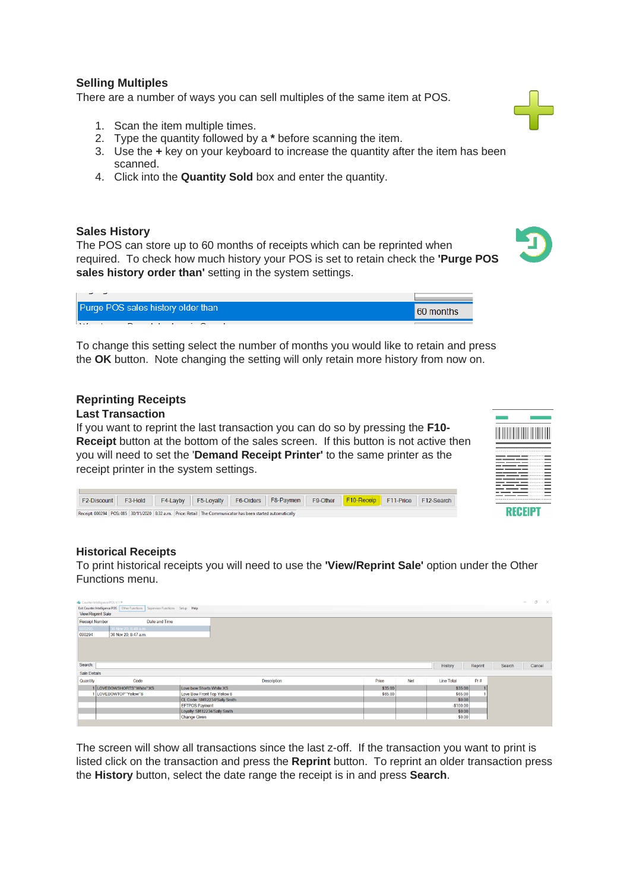## Selling Multiples

There are a number of ways you can sell multiples of the same item at POS.

1. Scan the item multiple times.
2. Type the quantity followed by a * before scanning the item.
3. Use the **+** key on your keyboard to increase the quantity after the item has been scanned.
4. Click into the **Quantity Sold** box and enter the quantity.

## Sales History

The POS can store up to 60 months of receipts which can be reprinted when required. To check how much history your POS is set to retain check the **'Purge POS sales history order than'** setting in the system settings.

To change this setting select the number of months you would like to retain and press the **OK** button. Note changing the setting will only retain more history from now on.

## Reprinting Receipts

### Last Transaction

If you want to reprint the last transaction you can do so by pressing the **F10-Receipt** button at the bottom of the sales screen. If this button is not active then you will need to set the '**Demand Receipt Printer'** to the same printer as the receipt printer in the system settings.

### Historical Receipts

To print historical receipts you will need to use the **'View/Reprint Sale'** option under the Other Functions menu.

The screen will show all transactions since the last z-off. If the transaction you want to print is listed click on the transaction and press the **Reprint** button. To reprint an older transaction press the **History** button, select the date range the receipt is in and press **Search**.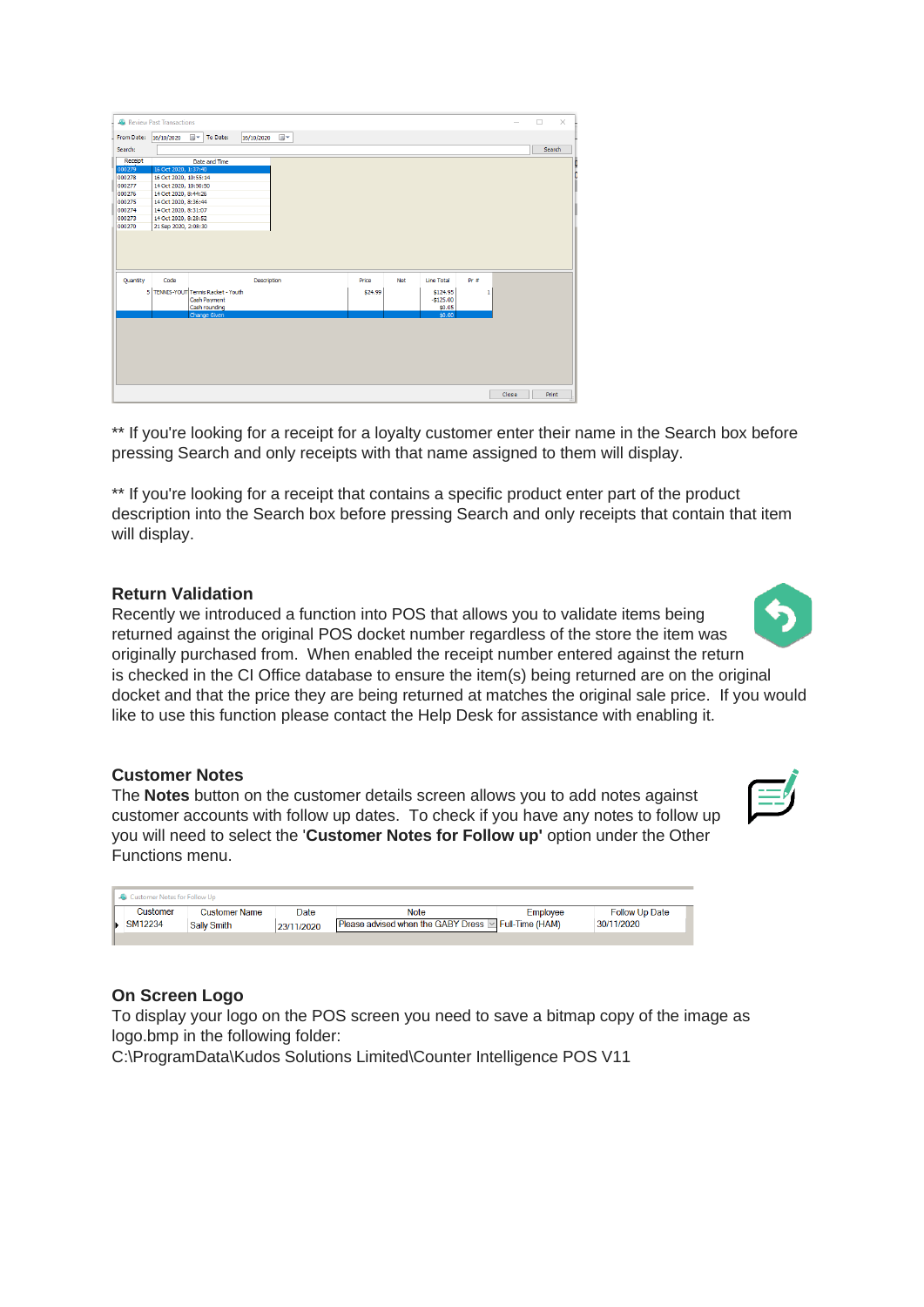** If you're looking for a receipt for a loyalty customer enter their name in the Search box before pressing Search and only receipts with that name assigned to them will display.

** If you're looking for a receipt that contains a specific product enter part of the product description into the Search box before pressing Search and only receipts that contain that item will display.

### Return Validation

Recently we introduced a function into POS that allows you to validate items being returned against the original POS docket number regardless of the store the item was originally purchased from. When enabled the receipt number entered against the return is checked in the CI Office database to ensure the item(s) being returned are on the original docket and that the price they are being returned at matches the original sale price. If you would like to use this function please contact the Help Desk for assistance with enabling it.

### Customer Notes

The **Notes** button on the customer details screen allows you to add notes against customer accounts with follow up dates. To check if you have any notes to follow up you will need to select the '**Customer Notes for Follow up'** option under the Other Functions menu.

### On Screen Logo

To display your logo on the POS screen you need to save a bitmap copy of the image as logo.bmp in the following folder:
C:\ProgramData\Kudos Solutions Limited\Counter Intelligence POS V11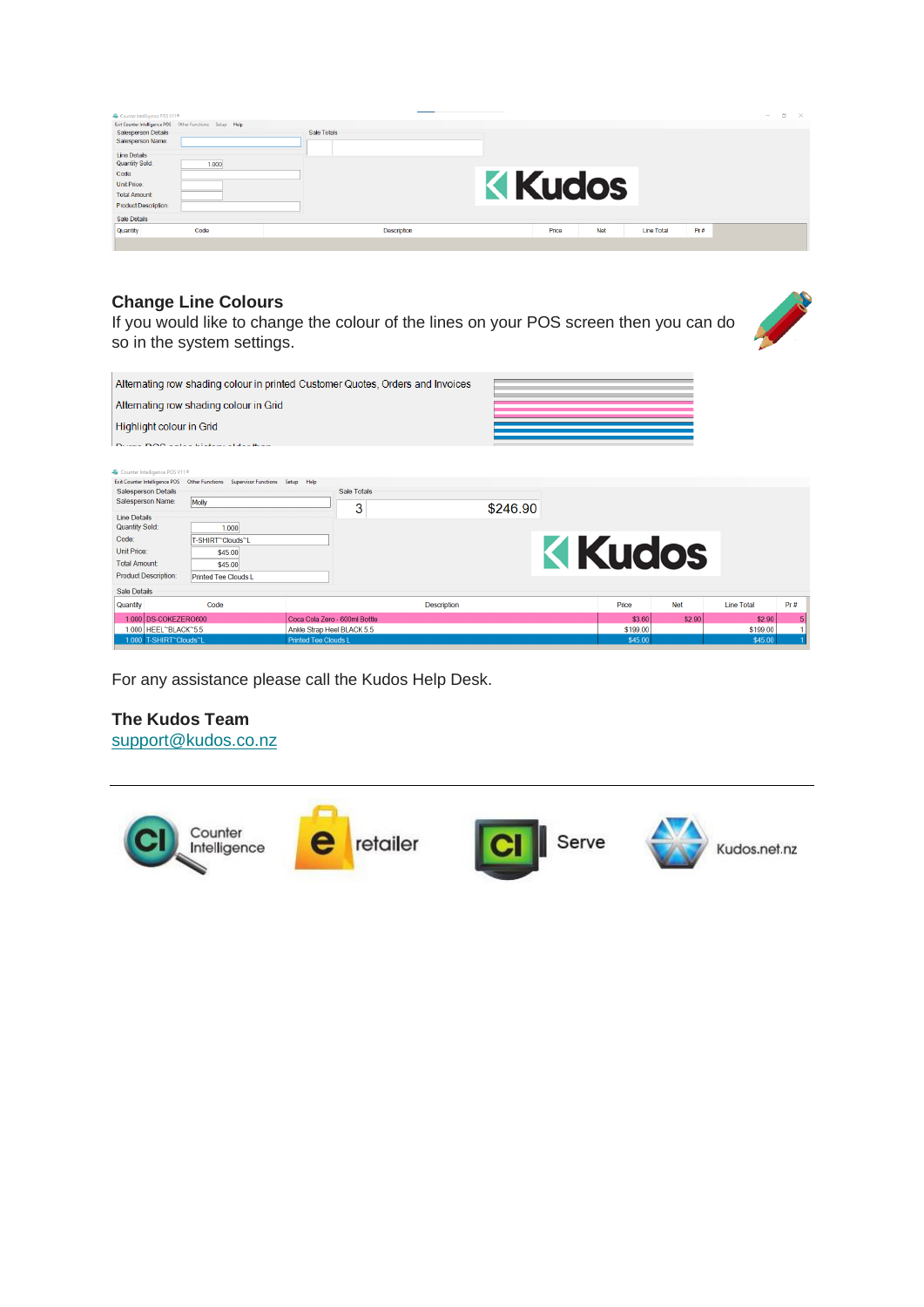## Change Line Colours

If you would like to change the colour of the lines on your POS screen then you can do so in the system settings.

For any assistance please call the Kudos Help Desk.

**The Kudos Team**
support@kudos.co.nz